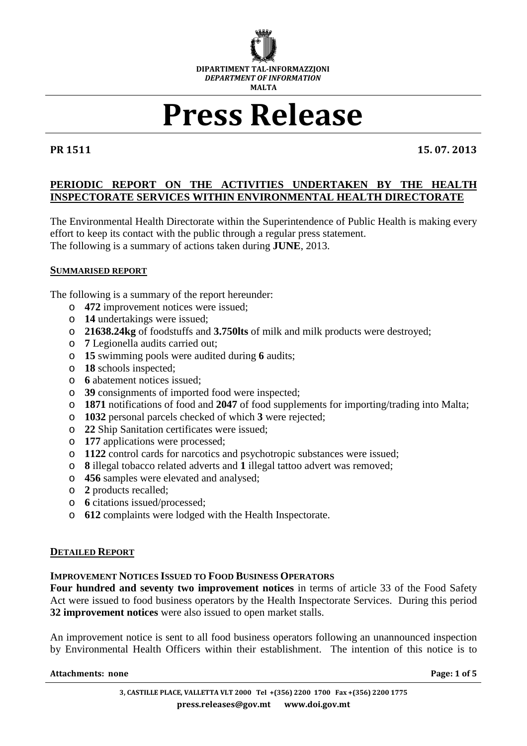DIPARTIMENT TAL-INFORMAZZJONI
*DEPARTMENT OF INFORMATION*
MALTA

# Press Release

**PR 1511** **15. 07. 2013**

## PERIODIC REPORT ON THE ACTIVITIES UNDERTAKEN BY THE HEALTH INSPECTORATE SERVICES WITHIN ENVIRONMENTAL HEALTH DIRECTORATE

The Environmental Health Directorate within the Superintendence of Public Health is making every effort to keep its contact with the public through a regular press statement.
The following is a summary of actions taken during **JUNE**, 2013.

### SUMMARISED REPORT

The following is a summary of the report hereunder:

- **472** improvement notices were issued;
- **14** undertakings were issued;
- **21638.24kg** of foodstuffs and **3.750lts** of milk and milk products were destroyed;
- **7** Legionella audits carried out;
- **15** swimming pools were audited during **6** audits;
- **18** schools inspected;
- **6** abatement notices issued;
- **39** consignments of imported food were inspected;
- **1871** notifications of food and **2047** of food supplements for importing/trading into Malta;
- **1032** personal parcels checked of which **3** were rejected;
- **22** Ship Sanitation certificates were issued;
- **177** applications were processed;
- **1122** control cards for narcotics and psychotropic substances were issued;
- **8** illegal tobacco related adverts and **1** illegal tattoo advert was removed;
- **456** samples were elevated and analysed;
- **2** products recalled;
- **6** citations issued/processed;
- **612** complaints were lodged with the Health Inspectorate.

### DETAILED REPORT

#### IMPROVEMENT NOTICES ISSUED TO FOOD BUSINESS OPERATORS

**Four hundred and seventy two improvement notices** in terms of article 33 of the Food Safety Act were issued to food business operators by the Health Inspectorate Services. During this period **32 improvement notices** were also issued to open market stalls.

An improvement notice is sent to all food business operators following an unannounced inspection by Environmental Health Officers within their establishment. The intention of this notice is to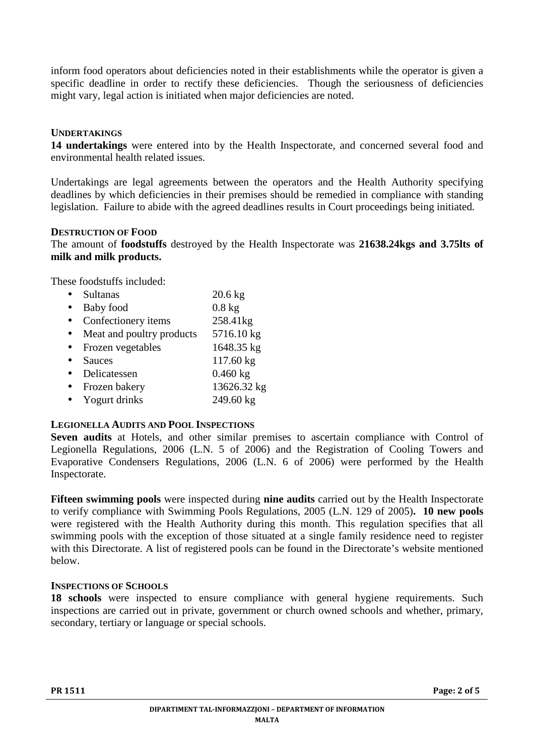inform food operators about deficiencies noted in their establishments while the operator is given a specific deadline in order to rectify these deficiencies. Though the seriousness of deficiencies might vary, legal action is initiated when major deficiencies are noted.

### UNDERTAKINGS

**14 undertakings** were entered into by the Health Inspectorate, and concerned several food and environmental health related issues.

Undertakings are legal agreements between the operators and the Health Authority specifying deadlines by which deficiencies in their premises should be remedied in compliance with standing legislation. Failure to abide with the agreed deadlines results in Court proceedings being initiated.

### DESTRUCTION OF FOOD

The amount of **foodstuffs** destroyed by the Health Inspectorate was **21638.24kgs and 3.75lts of milk and milk products.**

These foodstuffs included:

- Sultanas 20.6 kg
- Baby food 0.8 kg
- Confectionery items 258.41kg
- Meat and poultry products 5716.10 kg
- Frozen vegetables 1648.35 kg
- Sauces 117.60 kg
- Delicatessen 0.460 kg
- Frozen bakery 13626.32 kg
- Yogurt drinks 249.60 kg

### LEGIONELLA AUDITS AND POOL INSPECTIONS

**Seven audits** at Hotels, and other similar premises to ascertain compliance with Control of Legionella Regulations, 2006 (L.N. 5 of 2006) and the Registration of Cooling Towers and Evaporative Condensers Regulations, 2006 (L.N. 6 of 2006) were performed by the Health Inspectorate.

**Fifteen swimming pools** were inspected during **nine audits** carried out by the Health Inspectorate to verify compliance with Swimming Pools Regulations, 2005 (L.N. 129 of 2005)**. 10 new pools** were registered with the Health Authority during this month. This regulation specifies that all swimming pools with the exception of those situated at a single family residence need to register with this Directorate. A list of registered pools can be found in the Directorate's website mentioned below.

### INSPECTIONS OF SCHOOLS

**18 schools** were inspected to ensure compliance with general hygiene requirements. Such inspections are carried out in private, government or church owned schools and whether, primary, secondary, tertiary or language or special schools.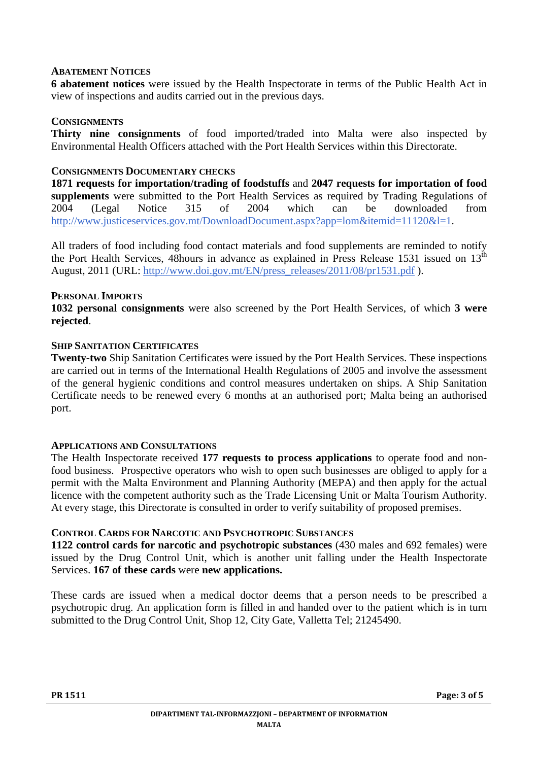## Abatement Notices

**6 abatement notices** were issued by the Health Inspectorate in terms of the Public Health Act in view of inspections and audits carried out in the previous days.

## Consignments

**Thirty nine consignments** of food imported/traded into Malta were also inspected by Environmental Health Officers attached with the Port Health Services within this Directorate.

## Consignments Documentary Checks

**1871 requests for importation/trading of foodstuffs** and **2047 requests for importation of food supplements** were submitted to the Port Health Services as required by Trading Regulations of 2004 (Legal Notice 315 of 2004 which can be downloaded from http://www.justiceservices.gov.mt/DownloadDocument.aspx?app=lom&itemid=11120&l=1.

All traders of food including food contact materials and food supplements are reminded to notify the Port Health Services, 48hours in advance as explained in Press Release 1531 issued on 13th August, 2011 (URL: http://www.doi.gov.mt/EN/press_releases/2011/08/pr1531.pdf ).

## Personal Imports

**1032 personal consignments** were also screened by the Port Health Services, of which **3 were rejected**.

## Ship Sanitation Certificates

**Twenty-two** Ship Sanitation Certificates were issued by the Port Health Services. These inspections are carried out in terms of the International Health Regulations of 2005 and involve the assessment of the general hygienic conditions and control measures undertaken on ships. A Ship Sanitation Certificate needs to be renewed every 6 months at an authorised port; Malta being an authorised port.

## Applications and Consultations

The Health Inspectorate received **177 requests to process applications** to operate food and non-food business. Prospective operators who wish to open such businesses are obliged to apply for a permit with the Malta Environment and Planning Authority (MEPA) and then apply for the actual licence with the competent authority such as the Trade Licensing Unit or Malta Tourism Authority. At every stage, this Directorate is consulted in order to verify suitability of proposed premises.

## Control Cards for Narcotic and Psychotropic Substances

**1122 control cards for narcotic and psychotropic substances** (430 males and 692 females) were issued by the Drug Control Unit, which is another unit falling under the Health Inspectorate Services. **167 of these cards** were **new applications.**

These cards are issued when a medical doctor deems that a person needs to be prescribed a psychotropic drug. An application form is filled in and handed over to the patient which is in turn submitted to the Drug Control Unit, Shop 12, City Gate, Valletta Tel; 21245490.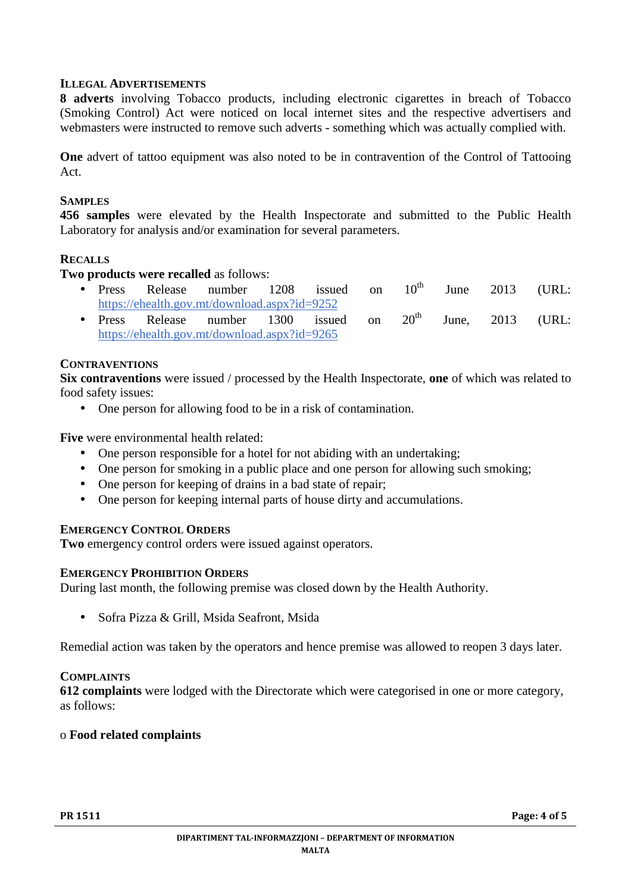### Illegal Advertisements

**8 adverts** involving Tobacco products, including electronic cigarettes in breach of Tobacco (Smoking Control) Act were noticed on local internet sites and the respective advertisers and webmasters were instructed to remove such adverts - something which was actually complied with.

**One** advert of tattoo equipment was also noted to be in contravention of the Control of Tattooing Act.

### Samples

**456 samples** were elevated by the Health Inspectorate and submitted to the Public Health Laboratory for analysis and/or examination for several parameters.

### Recalls

**Two products were recalled** as follows:

- Press Release number 1208 issued on 10th June 2013 (URL: https://ehealth.gov.mt/download.aspx?id=9252
- Press Release number 1300 issued on 20th June, 2013 (URL: https://ehealth.gov.mt/download.aspx?id=9265

### Contraventions

**Six contraventions** were issued / processed by the Health Inspectorate, **one** of which was related to food safety issues:

- One person for allowing food to be in a risk of contamination.

**Five** were environmental health related:

- One person responsible for a hotel for not abiding with an undertaking;
- One person for smoking in a public place and one person for allowing such smoking;
- One person for keeping of drains in a bad state of repair;
- One person for keeping internal parts of house dirty and accumulations.

### Emergency Control Orders

**Two** emergency control orders were issued against operators.

### Emergency Prohibition Orders

During last month, the following premise was closed down by the Health Authority.

- Sofra Pizza & Grill, Msida Seafront, Msida

Remedial action was taken by the operators and hence premise was allowed to reopen 3 days later.

### Complaints

**612 complaints** were lodged with the Directorate which were categorised in one or more category, as follows:

o **Food related complaints**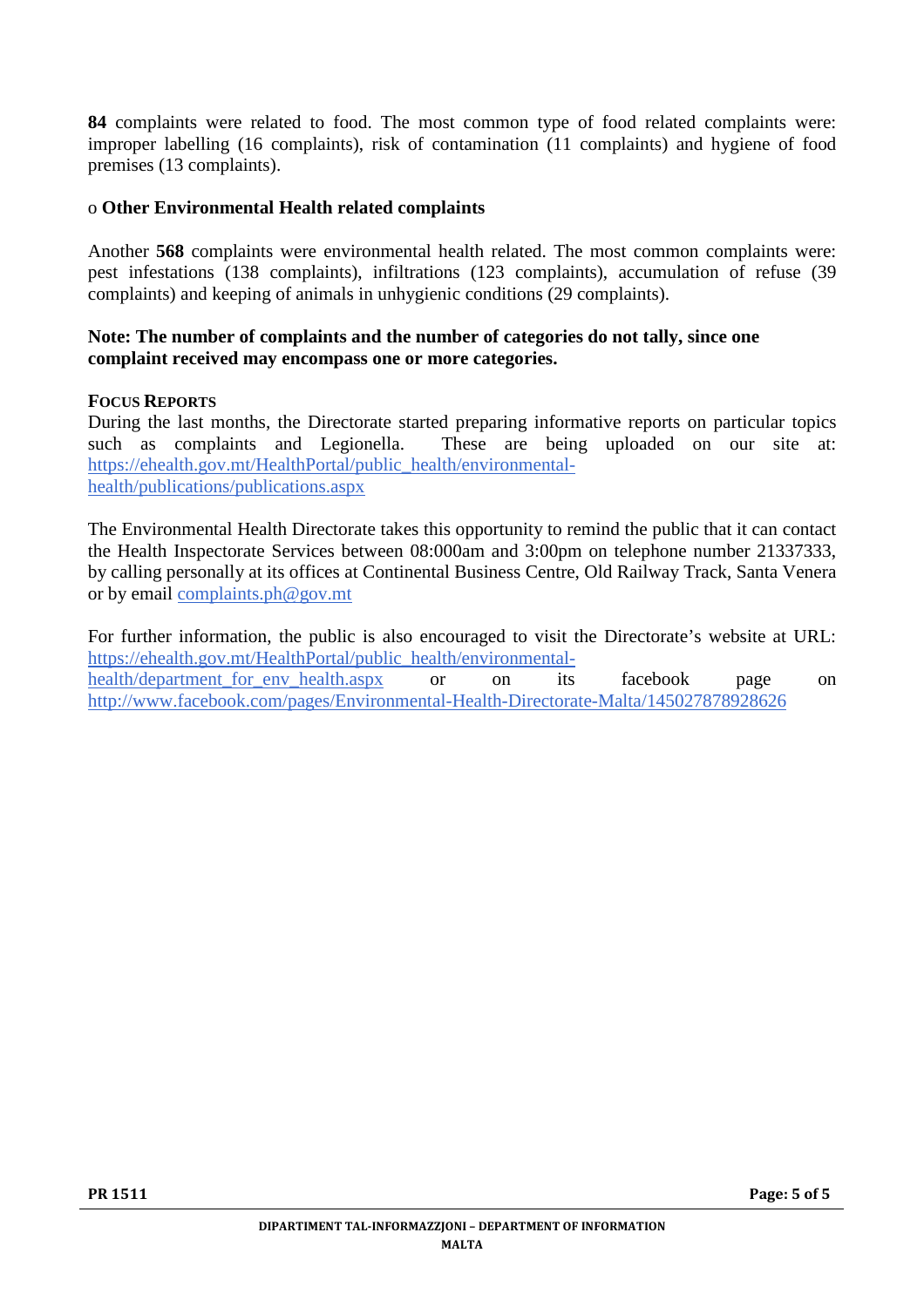**84** complaints were related to food. The most common type of food related complaints were: improper labelling (16 complaints), risk of contamination (11 complaints) and hygiene of food premises (13 complaints).

o **Other Environmental Health related complaints**

Another **568** complaints were environmental health related. The most common complaints were: pest infestations (138 complaints), infiltrations (123 complaints), accumulation of refuse (39 complaints) and keeping of animals in unhygienic conditions (29 complaints).

**Note: The number of complaints and the number of categories do not tally, since one complaint received may encompass one or more categories.**

**FOCUS REPORTS**

During the last months, the Directorate started preparing informative reports on particular topics such as complaints and Legionella. These are being uploaded on our site at: https://ehealth.gov.mt/HealthPortal/public_health/environmental-health/publications/publications.aspx

The Environmental Health Directorate takes this opportunity to remind the public that it can contact the Health Inspectorate Services between 08:000am and 3:00pm on telephone number 21337333, by calling personally at its offices at Continental Business Centre, Old Railway Track, Santa Venera or by email complaints.ph@gov.mt

For further information, the public is also encouraged to visit the Directorate's website at URL: https://ehealth.gov.mt/HealthPortal/public_health/environmental-health/department_for_env_health.aspx or on its facebook page on http://www.facebook.com/pages/Environmental-Health-Directorate-Malta/145027878928626